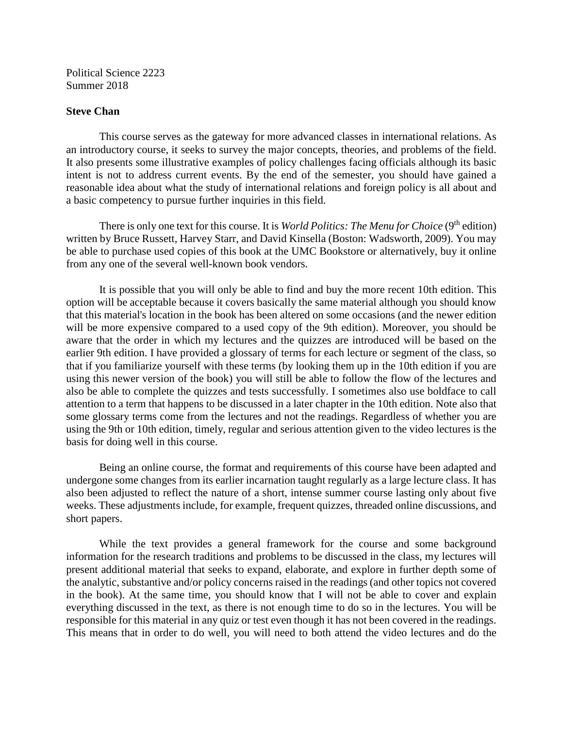Political Science 2223
Summer 2018

**Steve Chan**

This course serves as the gateway for more advanced classes in international relations. As an introductory course, it seeks to survey the major concepts, theories, and problems of the field. It also presents some illustrative examples of policy challenges facing officials although its basic intent is not to address current events. By the end of the semester, you should have gained a reasonable idea about what the study of international relations and foreign policy is all about and a basic competency to pursue further inquiries in this field.

There is only one text for this course. It is *World Politics: The Menu for Choice* (9th edition) written by Bruce Russett, Harvey Starr, and David Kinsella (Boston: Wadsworth, 2009). You may be able to purchase used copies of this book at the UMC Bookstore or alternatively, buy it online from any one of the several well-known book vendors.

It is possible that you will only be able to find and buy the more recent 10th edition. This option will be acceptable because it covers basically the same material although you should know that this material's location in the book has been altered on some occasions (and the newer edition will be more expensive compared to a used copy of the 9th edition). Moreover, you should be aware that the order in which my lectures and the quizzes are introduced will be based on the earlier 9th edition. I have provided a glossary of terms for each lecture or segment of the class, so that if you familiarize yourself with these terms (by looking them up in the 10th edition if you are using this newer version of the book) you will still be able to follow the flow of the lectures and also be able to complete the quizzes and tests successfully. I sometimes also use boldface to call attention to a term that happens to be discussed in a later chapter in the 10th edition. Note also that some glossary terms come from the lectures and not the readings. Regardless of whether you are using the 9th or 10th edition, timely, regular and serious attention given to the video lectures is the basis for doing well in this course.

Being an online course, the format and requirements of this course have been adapted and undergone some changes from its earlier incarnation taught regularly as a large lecture class. It has also been adjusted to reflect the nature of a short, intense summer course lasting only about five weeks. These adjustments include, for example, frequent quizzes, threaded online discussions, and short papers.

While the text provides a general framework for the course and some background information for the research traditions and problems to be discussed in the class, my lectures will present additional material that seeks to expand, elaborate, and explore in further depth some of the analytic, substantive and/or policy concerns raised in the readings (and other topics not covered in the book). At the same time, you should know that I will not be able to cover and explain everything discussed in the text, as there is not enough time to do so in the lectures. You will be responsible for this material in any quiz or test even though it has not been covered in the readings. This means that in order to do well, you will need to both attend the video lectures and do the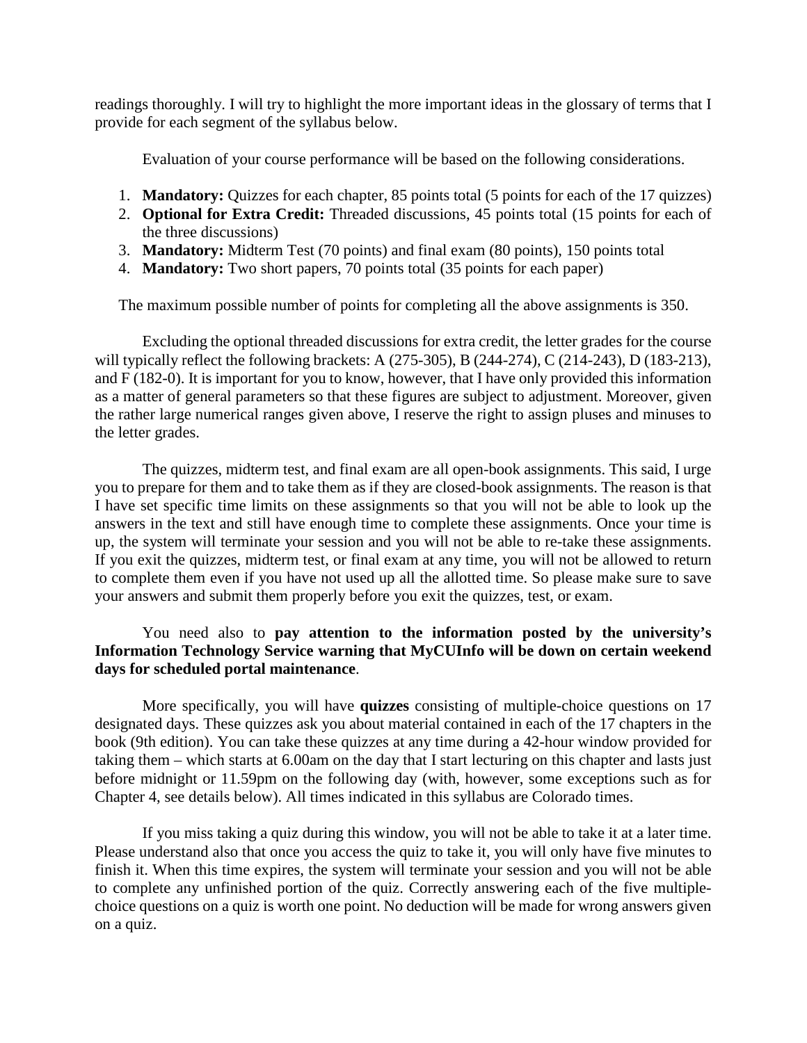readings thoroughly. I will try to highlight the more important ideas in the glossary of terms that I provide for each segment of the syllabus below.

Evaluation of your course performance will be based on the following considerations.

1. **Mandatory:** Quizzes for each chapter, 85 points total (5 points for each of the 17 quizzes)
2. **Optional for Extra Credit:** Threaded discussions, 45 points total (15 points for each of the three discussions)
3. **Mandatory:** Midterm Test (70 points) and final exam (80 points), 150 points total
4. **Mandatory:** Two short papers, 70 points total (35 points for each paper)

The maximum possible number of points for completing all the above assignments is 350.

Excluding the optional threaded discussions for extra credit, the letter grades for the course will typically reflect the following brackets: A (275-305), B (244-274), C (214-243), D (183-213), and F (182-0). It is important for you to know, however, that I have only provided this information as a matter of general parameters so that these figures are subject to adjustment. Moreover, given the rather large numerical ranges given above, I reserve the right to assign pluses and minuses to the letter grades.

The quizzes, midterm test, and final exam are all open-book assignments. This said, I urge you to prepare for them and to take them as if they are closed-book assignments. The reason is that I have set specific time limits on these assignments so that you will not be able to look up the answers in the text and still have enough time to complete these assignments. Once your time is up, the system will terminate your session and you will not be able to re-take these assignments. If you exit the quizzes, midterm test, or final exam at any time, you will not be allowed to return to complete them even if you have not used up all the allotted time. So please make sure to save your answers and submit them properly before you exit the quizzes, test, or exam.

You need also to **pay attention to the information posted by the university's Information Technology Service warning that MyCUInfo will be down on certain weekend days for scheduled portal maintenance**.

More specifically, you will have **quizzes** consisting of multiple-choice questions on 17 designated days. These quizzes ask you about material contained in each of the 17 chapters in the book (9th edition). You can take these quizzes at any time during a 42-hour window provided for taking them – which starts at 6.00am on the day that I start lecturing on this chapter and lasts just before midnight or 11.59pm on the following day (with, however, some exceptions such as for Chapter 4, see details below). All times indicated in this syllabus are Colorado times.

If you miss taking a quiz during this window, you will not be able to take it at a later time. Please understand also that once you access the quiz to take it, you will only have five minutes to finish it. When this time expires, the system will terminate your session and you will not be able to complete any unfinished portion of the quiz. Correctly answering each of the five multiple-choice questions on a quiz is worth one point. No deduction will be made for wrong answers given on a quiz.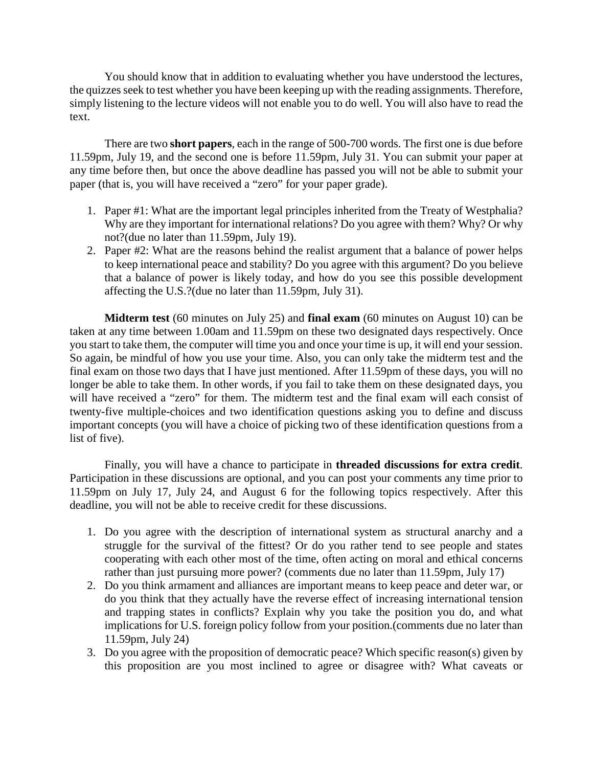You should know that in addition to evaluating whether you have understood the lectures, the quizzes seek to test whether you have been keeping up with the reading assignments. Therefore, simply listening to the lecture videos will not enable you to do well. You will also have to read the text.

There are two **short papers**, each in the range of 500-700 words. The first one is due before 11.59pm, July 19, and the second one is before 11.59pm, July 31. You can submit your paper at any time before then, but once the above deadline has passed you will not be able to submit your paper (that is, you will have received a "zero" for your paper grade).

1. Paper #1: What are the important legal principles inherited from the Treaty of Westphalia? Why are they important for international relations? Do you agree with them? Why? Or why not?(due no later than 11.59pm, July 19).
2. Paper #2: What are the reasons behind the realist argument that a balance of power helps to keep international peace and stability? Do you agree with this argument? Do you believe that a balance of power is likely today, and how do you see this possible development affecting the U.S.?(due no later than 11.59pm, July 31).

**Midterm test** (60 minutes on July 25) and **final exam** (60 minutes on August 10) can be taken at any time between 1.00am and 11.59pm on these two designated days respectively. Once you start to take them, the computer will time you and once your time is up, it will end your session. So again, be mindful of how you use your time. Also, you can only take the midterm test and the final exam on those two days that I have just mentioned. After 11.59pm of these days, you will no longer be able to take them. In other words, if you fail to take them on these designated days, you will have received a "zero" for them. The midterm test and the final exam will each consist of twenty-five multiple-choices and two identification questions asking you to define and discuss important concepts (you will have a choice of picking two of these identification questions from a list of five).

Finally, you will have a chance to participate in **threaded discussions for extra credit**. Participation in these discussions are optional, and you can post your comments any time prior to 11.59pm on July 17, July 24, and August 6 for the following topics respectively. After this deadline, you will not be able to receive credit for these discussions.

1. Do you agree with the description of international system as structural anarchy and a struggle for the survival of the fittest? Or do you rather tend to see people and states cooperating with each other most of the time, often acting on moral and ethical concerns rather than just pursuing more power? (comments due no later than 11.59pm, July 17)
2. Do you think armament and alliances are important means to keep peace and deter war, or do you think that they actually have the reverse effect of increasing international tension and trapping states in conflicts? Explain why you take the position you do, and what implications for U.S. foreign policy follow from your position.(comments due no later than 11.59pm, July 24)
3. Do you agree with the proposition of democratic peace? Which specific reason(s) given by this proposition are you most inclined to agree or disagree with? What caveats or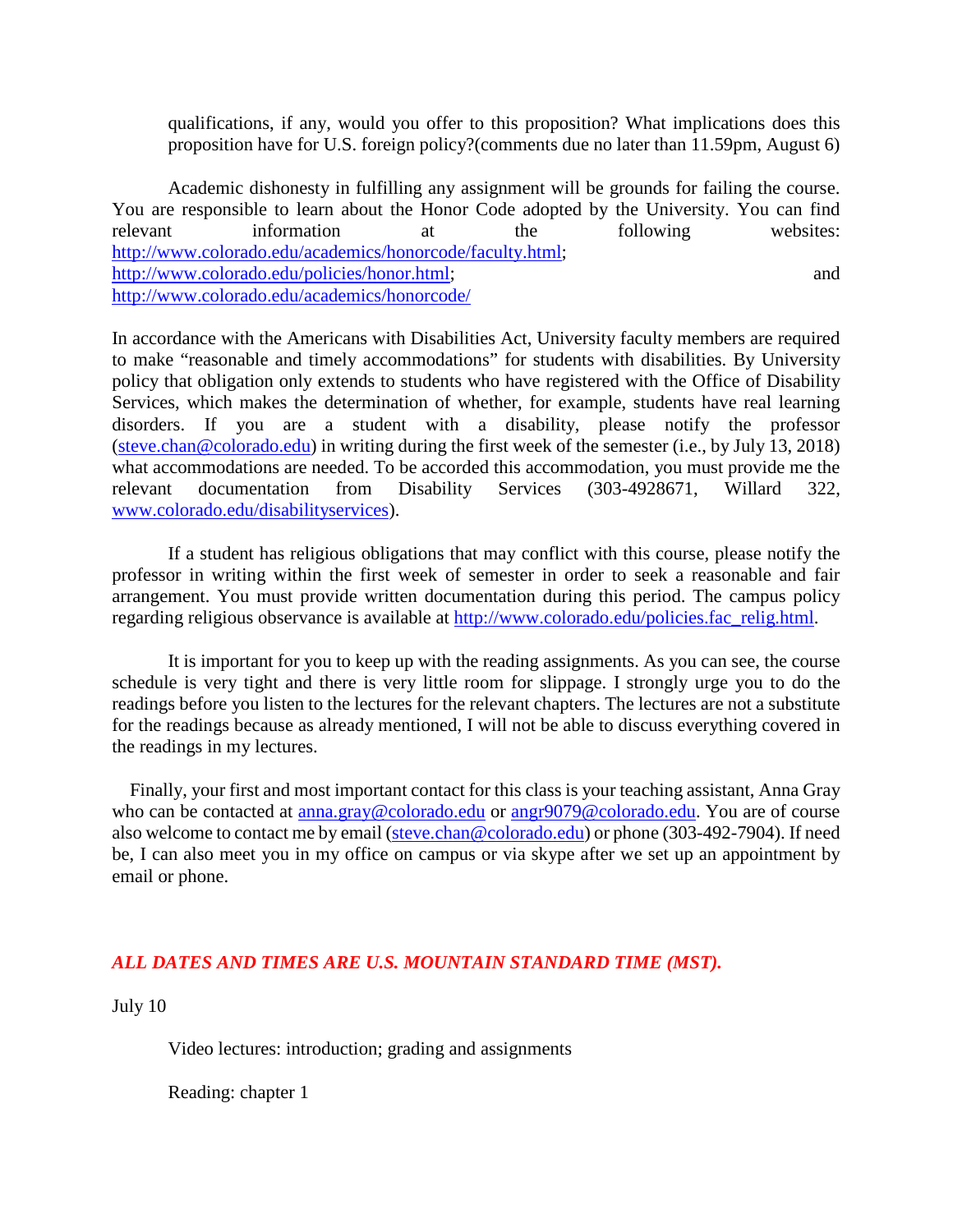qualifications, if any, would you offer to this proposition? What implications does this proposition have for U.S. foreign policy?(comments due no later than 11.59pm, August 6)

Academic dishonesty in fulfilling any assignment will be grounds for failing the course. You are responsible to learn about the Honor Code adopted by the University. You can find relevant information at the following websites: http://www.colorado.edu/academics/honorcode/faculty.html; http://www.colorado.edu/policies/honor.html; and http://www.colorado.edu/academics/honorcode/

In accordance with the Americans with Disabilities Act, University faculty members are required to make "reasonable and timely accommodations" for students with disabilities. By University policy that obligation only extends to students who have registered with the Office of Disability Services, which makes the determination of whether, for example, students have real learning disorders. If you are a student with a disability, please notify the professor (steve.chan@colorado.edu) in writing during the first week of the semester (i.e., by July 13, 2018) what accommodations are needed. To be accorded this accommodation, you must provide me the relevant documentation from Disability Services (303-4928671, Willard 322, www.colorado.edu/disabilityservices).

If a student has religious obligations that may conflict with this course, please notify the professor in writing within the first week of semester in order to seek a reasonable and fair arrangement. You must provide written documentation during this period. The campus policy regarding religious observance is available at http://www.colorado.edu/policies.fac_relig.html.

It is important for you to keep up with the reading assignments. As you can see, the course schedule is very tight and there is very little room for slippage. I strongly urge you to do the readings before you listen to the lectures for the relevant chapters. The lectures are not a substitute for the readings because as already mentioned, I will not be able to discuss everything covered in the readings in my lectures.

Finally, your first and most important contact for this class is your teaching assistant, Anna Gray who can be contacted at anna.gray@colorado.edu or angr9079@colorado.edu. You are of course also welcome to contact me by email (steve.chan@colorado.edu) or phone (303-492-7904). If need be, I can also meet you in my office on campus or via skype after we set up an appointment by email or phone.

***ALL DATES AND TIMES ARE U.S. MOUNTAIN STANDARD TIME (MST).***

July 10

Video lectures: introduction; grading and assignments

Reading: chapter 1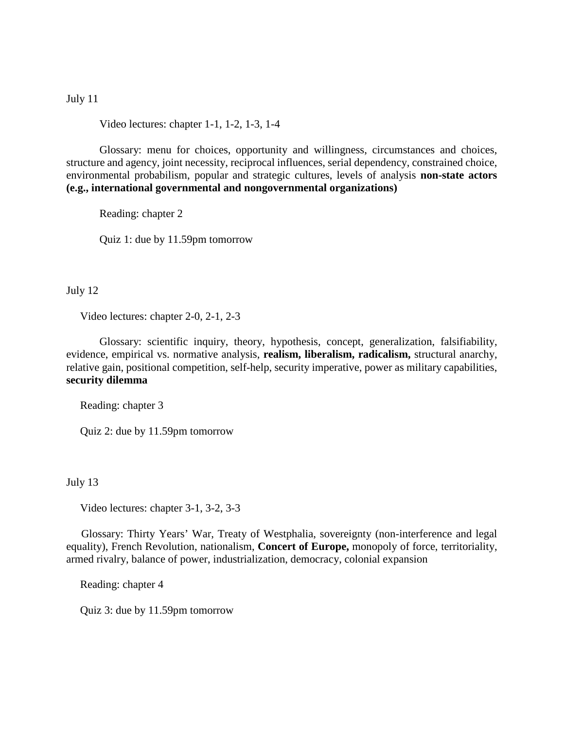July 11

Video lectures: chapter 1-1, 1-2, 1-3, 1-4

Glossary: menu for choices, opportunity and willingness, circumstances and choices, structure and agency, joint necessity, reciprocal influences, serial dependency, constrained choice, environmental probabilism, popular and strategic cultures, levels of analysis **non-state actors (e.g., international governmental and nongovernmental organizations)**

Reading: chapter 2

Quiz 1: due by 11.59pm tomorrow

July 12

Video lectures: chapter 2-0, 2-1, 2-3

Glossary: scientific inquiry, theory, hypothesis, concept, generalization, falsifiability, evidence, empirical vs. normative analysis, **realism, liberalism, radicalism,** structural anarchy, relative gain, positional competition, self-help, security imperative, power as military capabilities, **security dilemma**

Reading: chapter 3

Quiz 2: due by 11.59pm tomorrow

July 13

Video lectures: chapter 3-1, 3-2, 3-3

Glossary: Thirty Years' War, Treaty of Westphalia, sovereignty (non-interference and legal equality), French Revolution, nationalism, **Concert of Europe,** monopoly of force, territoriality, armed rivalry, balance of power, industrialization, democracy, colonial expansion

Reading: chapter 4

Quiz 3: due by 11.59pm tomorrow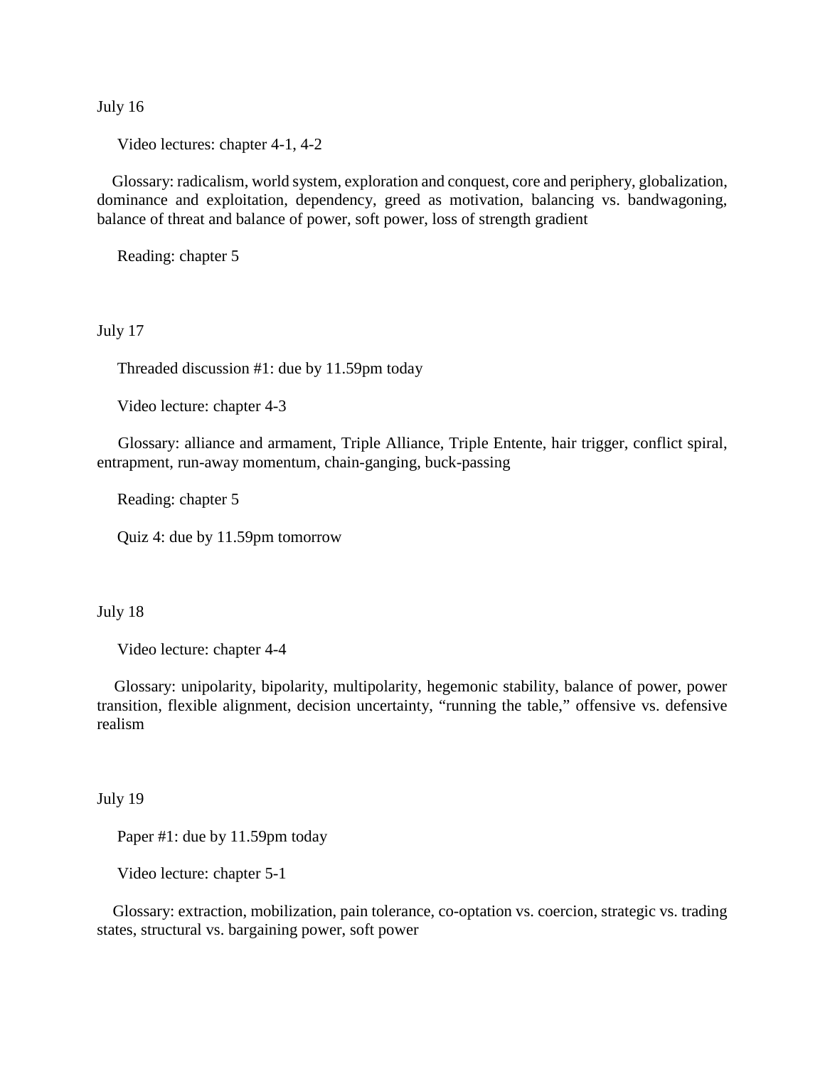July 16

Video lectures: chapter 4-1, 4-2

Glossary: radicalism, world system, exploration and conquest, core and periphery, globalization, dominance and exploitation, dependency, greed as motivation, balancing vs. bandwagoning, balance of threat and balance of power, soft power, loss of strength gradient

Reading: chapter 5

July 17

Threaded discussion #1: due by 11.59pm today

Video lecture: chapter 4-3

Glossary: alliance and armament, Triple Alliance, Triple Entente, hair trigger, conflict spiral, entrapment, run-away momentum, chain-ganging, buck-passing

Reading: chapter 5

Quiz 4: due by 11.59pm tomorrow

July 18

Video lecture: chapter 4-4

Glossary: unipolarity, bipolarity, multipolarity, hegemonic stability, balance of power, power transition, flexible alignment, decision uncertainty, "running the table," offensive vs. defensive realism

July 19

Paper #1: due by 11.59pm today

Video lecture: chapter 5-1

Glossary: extraction, mobilization, pain tolerance, co-optation vs. coercion, strategic vs. trading states, structural vs. bargaining power, soft power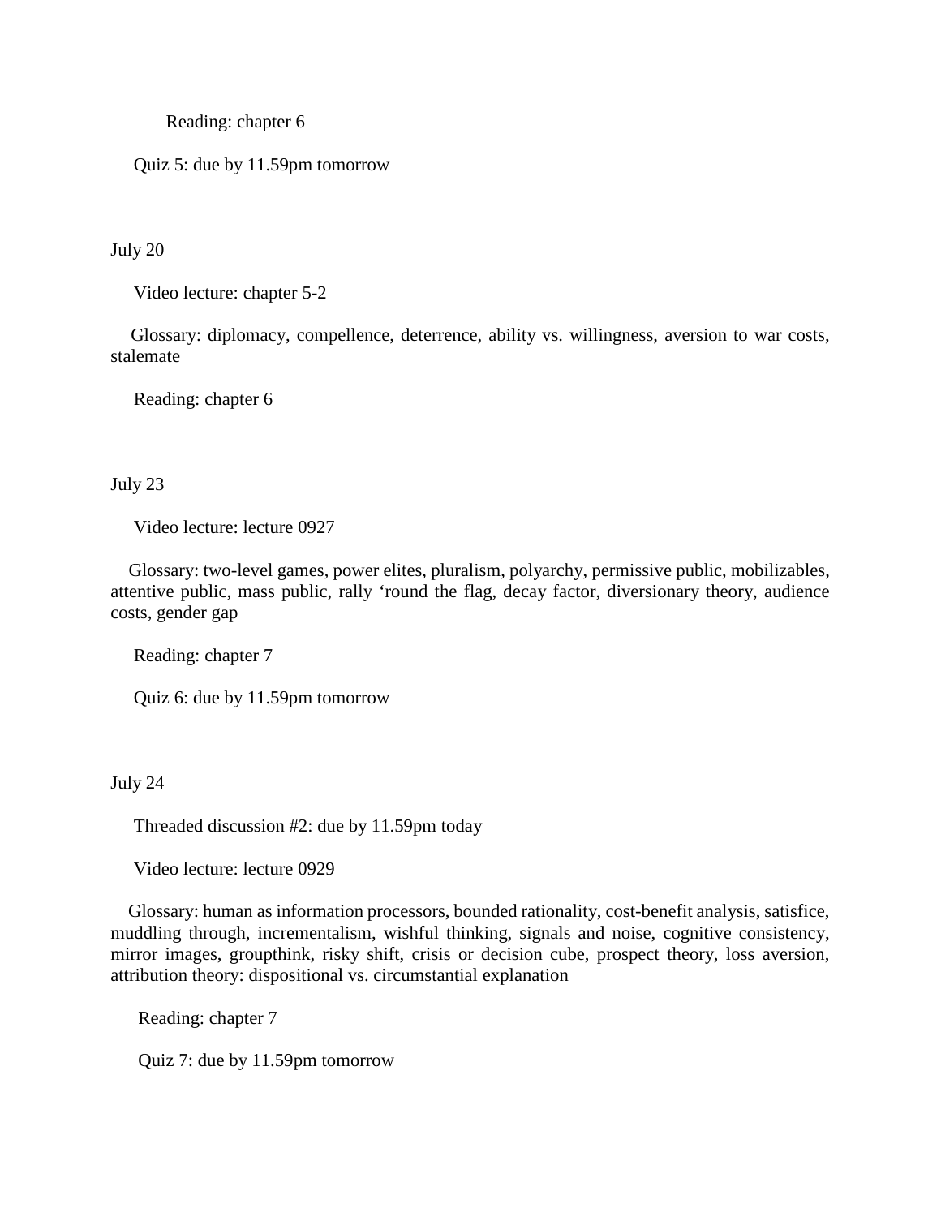Reading: chapter 6

Quiz 5: due by 11.59pm tomorrow

July 20

Video lecture: chapter 5-2

Glossary: diplomacy, compellence, deterrence, ability vs. willingness, aversion to war costs, stalemate

Reading: chapter 6

July 23

Video lecture: lecture 0927

Glossary: two-level games, power elites, pluralism, polyarchy, permissive public, mobilizables, attentive public, mass public, rally 'round the flag, decay factor, diversionary theory, audience costs, gender gap

Reading: chapter 7

Quiz 6: due by 11.59pm tomorrow

July 24

Threaded discussion #2: due by 11.59pm today

Video lecture: lecture 0929

Glossary: human as information processors, bounded rationality, cost-benefit analysis, satisfice, muddling through, incrementalism, wishful thinking, signals and noise, cognitive consistency, mirror images, groupthink, risky shift, crisis or decision cube, prospect theory, loss aversion, attribution theory: dispositional vs. circumstantial explanation

Reading: chapter 7

Quiz 7: due by 11.59pm tomorrow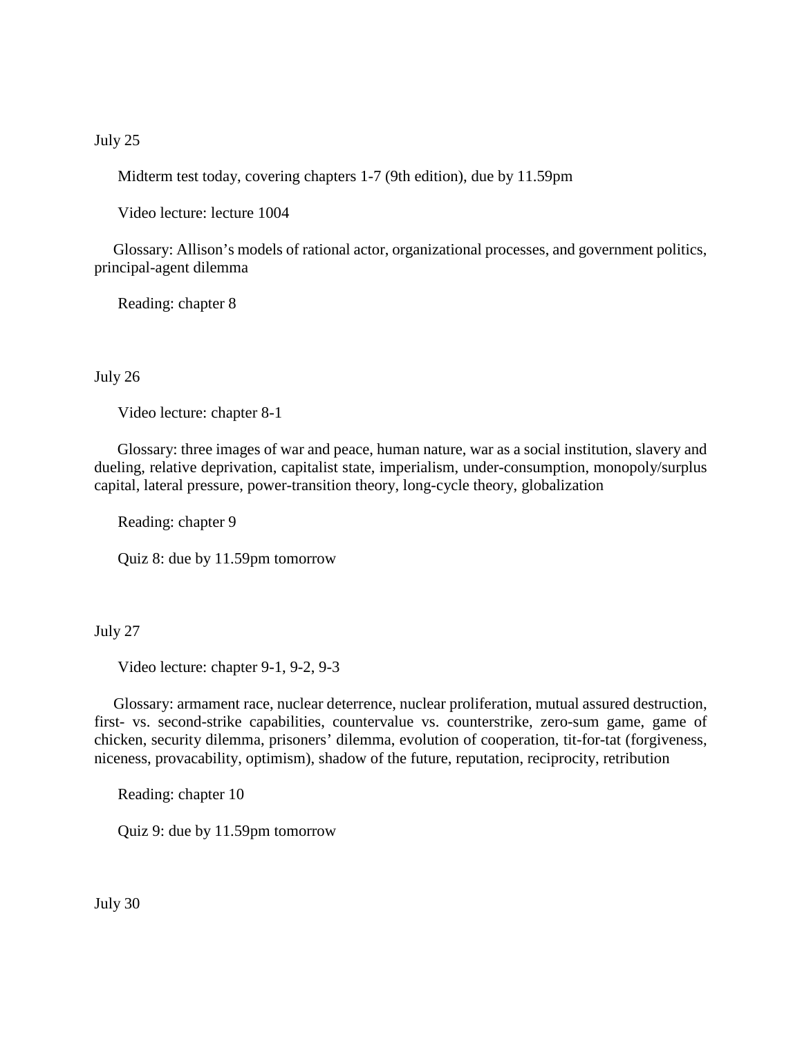July 25

Midterm test today, covering chapters 1-7 (9th edition), due by 11.59pm

Video lecture: lecture 1004

Glossary: Allison's models of rational actor, organizational processes, and government politics, principal-agent dilemma

Reading: chapter 8

July 26

Video lecture: chapter 8-1

Glossary: three images of war and peace, human nature, war as a social institution, slavery and dueling, relative deprivation, capitalist state, imperialism, under-consumption, monopoly/surplus capital, lateral pressure, power-transition theory, long-cycle theory, globalization

Reading: chapter 9

Quiz 8: due by 11.59pm tomorrow

July 27

Video lecture: chapter 9-1, 9-2, 9-3

Glossary: armament race, nuclear deterrence, nuclear proliferation, mutual assured destruction, first- vs. second-strike capabilities, countervalue vs. counterstrike, zero-sum game, game of chicken, security dilemma, prisoners' dilemma, evolution of cooperation, tit-for-tat (forgiveness, niceness, provacability, optimism), shadow of the future, reputation, reciprocity, retribution

Reading: chapter 10

Quiz 9: due by 11.59pm tomorrow

July 30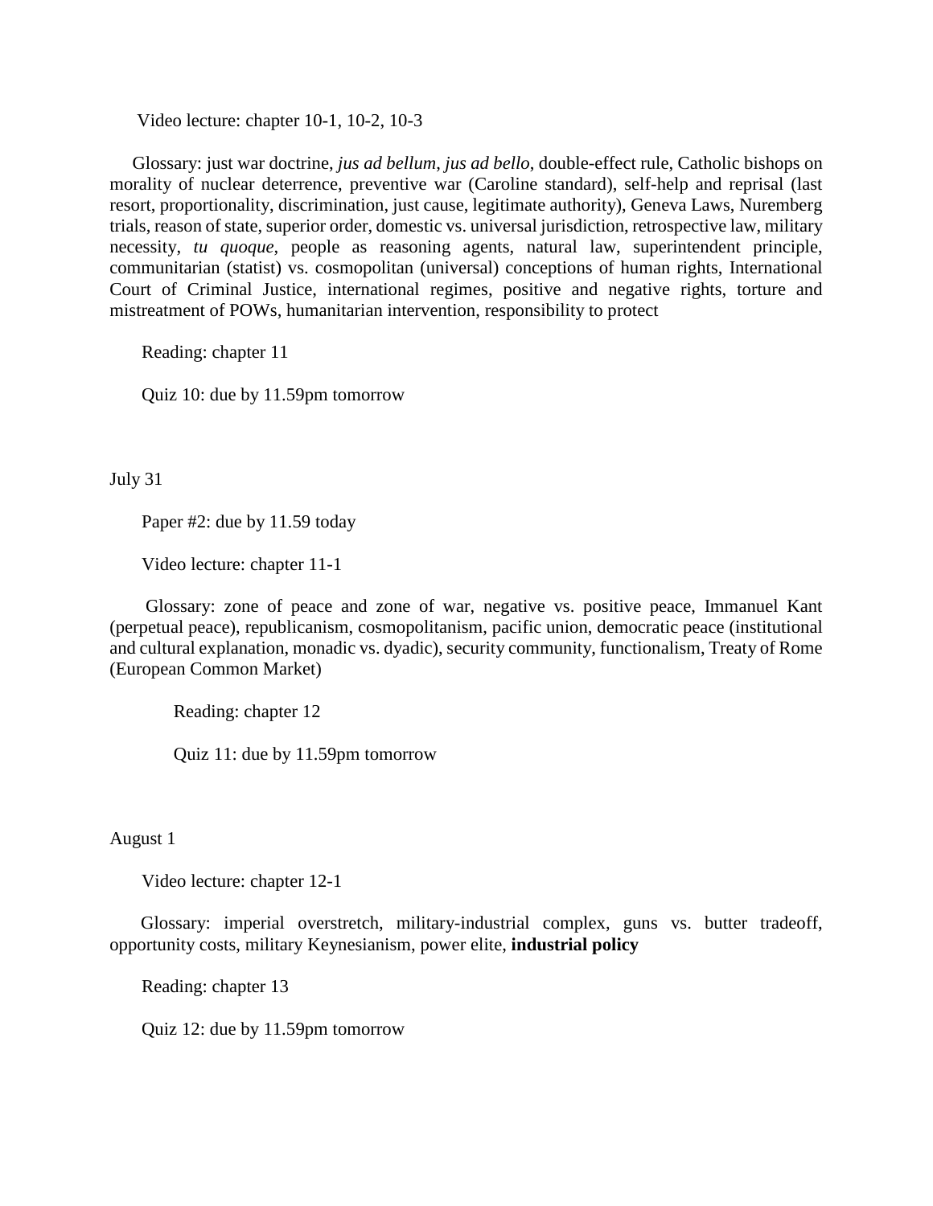Video lecture: chapter 10-1, 10-2, 10-3

Glossary: just war doctrine, *jus ad bellum*, *jus ad bello*, double-effect rule, Catholic bishops on morality of nuclear deterrence, preventive war (Caroline standard), self-help and reprisal (last resort, proportionality, discrimination, just cause, legitimate authority), Geneva Laws, Nuremberg trials, reason of state, superior order, domestic vs. universal jurisdiction, retrospective law, military necessity, *tu quoque*, people as reasoning agents, natural law, superintendent principle, communitarian (statist) vs. cosmopolitan (universal) conceptions of human rights, International Court of Criminal Justice, international regimes, positive and negative rights, torture and mistreatment of POWs, humanitarian intervention, responsibility to protect

Reading: chapter 11

Quiz 10: due by 11.59pm tomorrow

July 31

Paper #2: due by 11.59 today

Video lecture: chapter 11-1

Glossary: zone of peace and zone of war, negative vs. positive peace, Immanuel Kant (perpetual peace), republicanism, cosmopolitanism, pacific union, democratic peace (institutional and cultural explanation, monadic vs. dyadic), security community, functionalism, Treaty of Rome (European Common Market)

Reading: chapter 12

Quiz 11: due by 11.59pm tomorrow

August 1

Video lecture: chapter 12-1

Glossary: imperial overstretch, military-industrial complex, guns vs. butter tradeoff, opportunity costs, military Keynesianism, power elite, **industrial policy**

Reading: chapter 13

Quiz 12: due by 11.59pm tomorrow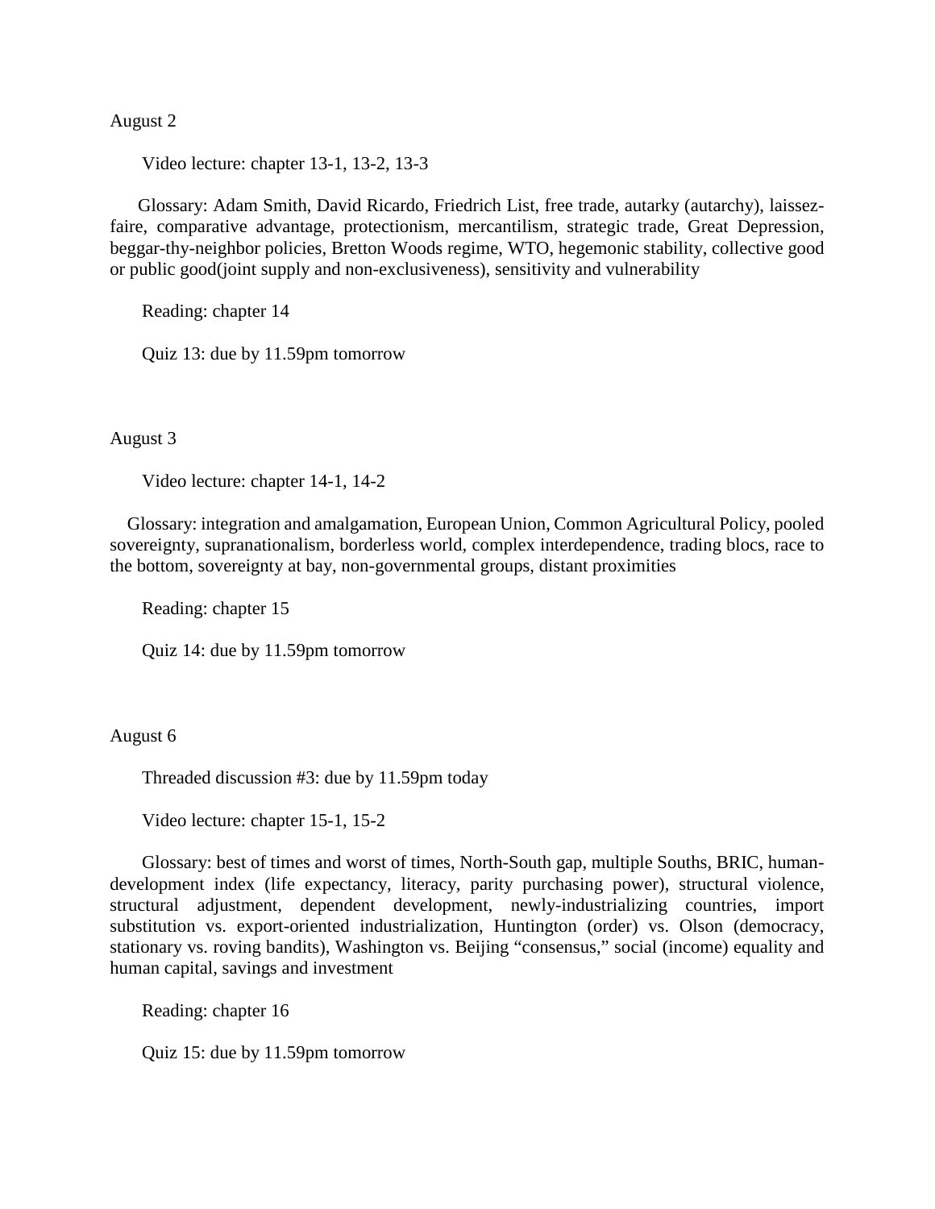August 2

Video lecture: chapter 13-1, 13-2, 13-3

Glossary: Adam Smith, David Ricardo, Friedrich List, free trade, autarky (autarchy), laissez-faire, comparative advantage, protectionism, mercantilism, strategic trade, Great Depression, beggar-thy-neighbor policies, Bretton Woods regime, WTO, hegemonic stability, collective good or public good(joint supply and non-exclusiveness), sensitivity and vulnerability

Reading: chapter 14

Quiz 13: due by 11.59pm tomorrow

August 3

Video lecture: chapter 14-1, 14-2

Glossary: integration and amalgamation, European Union, Common Agricultural Policy, pooled sovereignty, supranationalism, borderless world, complex interdependence, trading blocs, race to the bottom, sovereignty at bay, non-governmental groups, distant proximities

Reading: chapter 15

Quiz 14: due by 11.59pm tomorrow

August 6

Threaded discussion #3: due by 11.59pm today

Video lecture: chapter 15-1, 15-2

Glossary: best of times and worst of times, North-South gap, multiple Souths, BRIC, human-development index (life expectancy, literacy, parity purchasing power), structural violence, structural adjustment, dependent development, newly-industrializing countries, import substitution vs. export-oriented industrialization, Huntington (order) vs. Olson (democracy, stationary vs. roving bandits), Washington vs. Beijing "consensus," social (income) equality and human capital, savings and investment

Reading: chapter 16

Quiz 15: due by 11.59pm tomorrow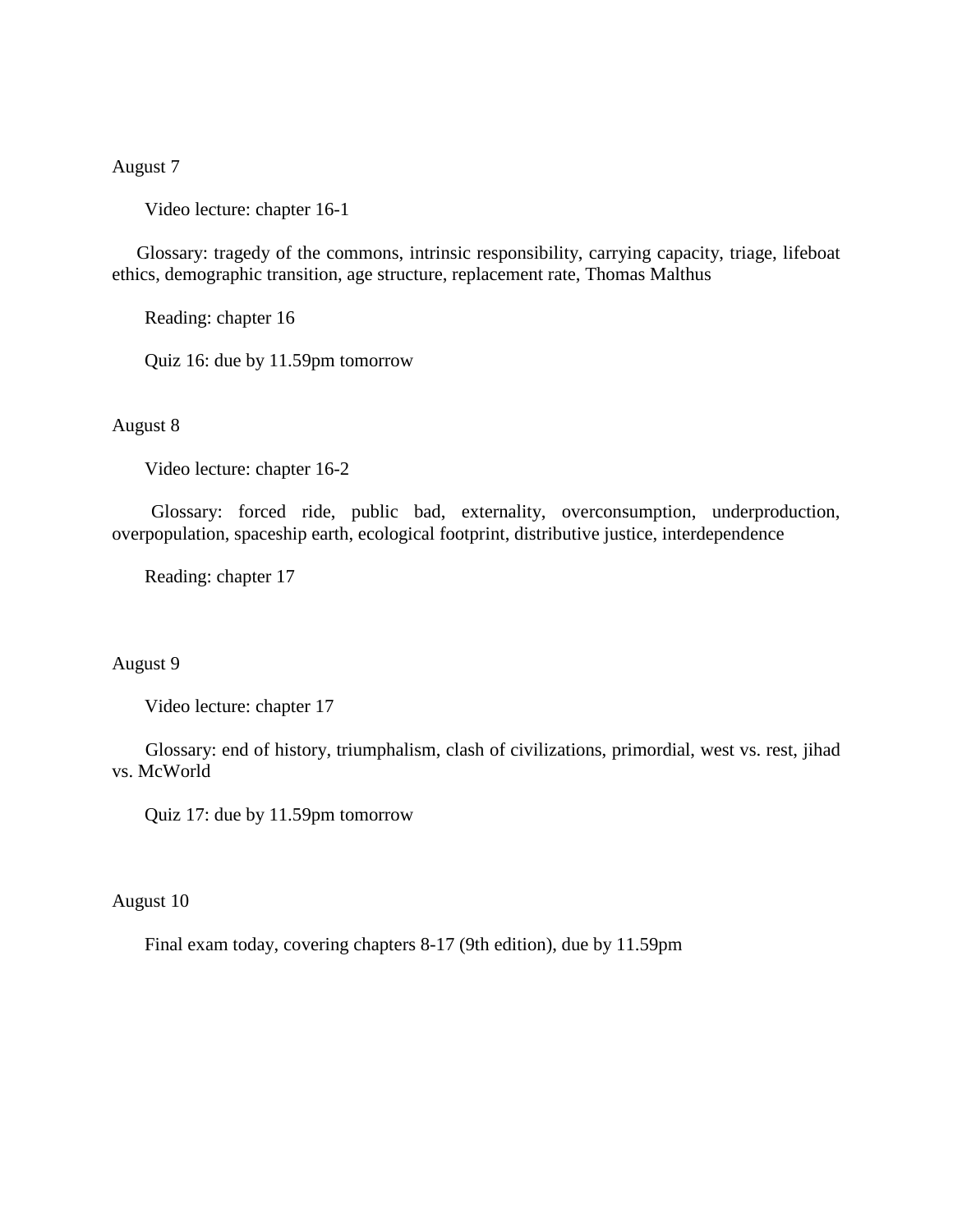August 7

Video lecture: chapter 16-1

Glossary: tragedy of the commons, intrinsic responsibility, carrying capacity, triage, lifeboat ethics, demographic transition, age structure, replacement rate, Thomas Malthus

Reading: chapter 16

Quiz 16: due by 11.59pm tomorrow

August 8

Video lecture: chapter 16-2

Glossary: forced ride, public bad, externality, overconsumption, underproduction, overpopulation, spaceship earth, ecological footprint, distributive justice, interdependence

Reading: chapter 17

August 9

Video lecture: chapter 17

Glossary: end of history, triumphalism, clash of civilizations, primordial, west vs. rest, jihad vs. McWorld

Quiz 17: due by 11.59pm tomorrow

August 10

Final exam today, covering chapters 8-17 (9th edition), due by 11.59pm